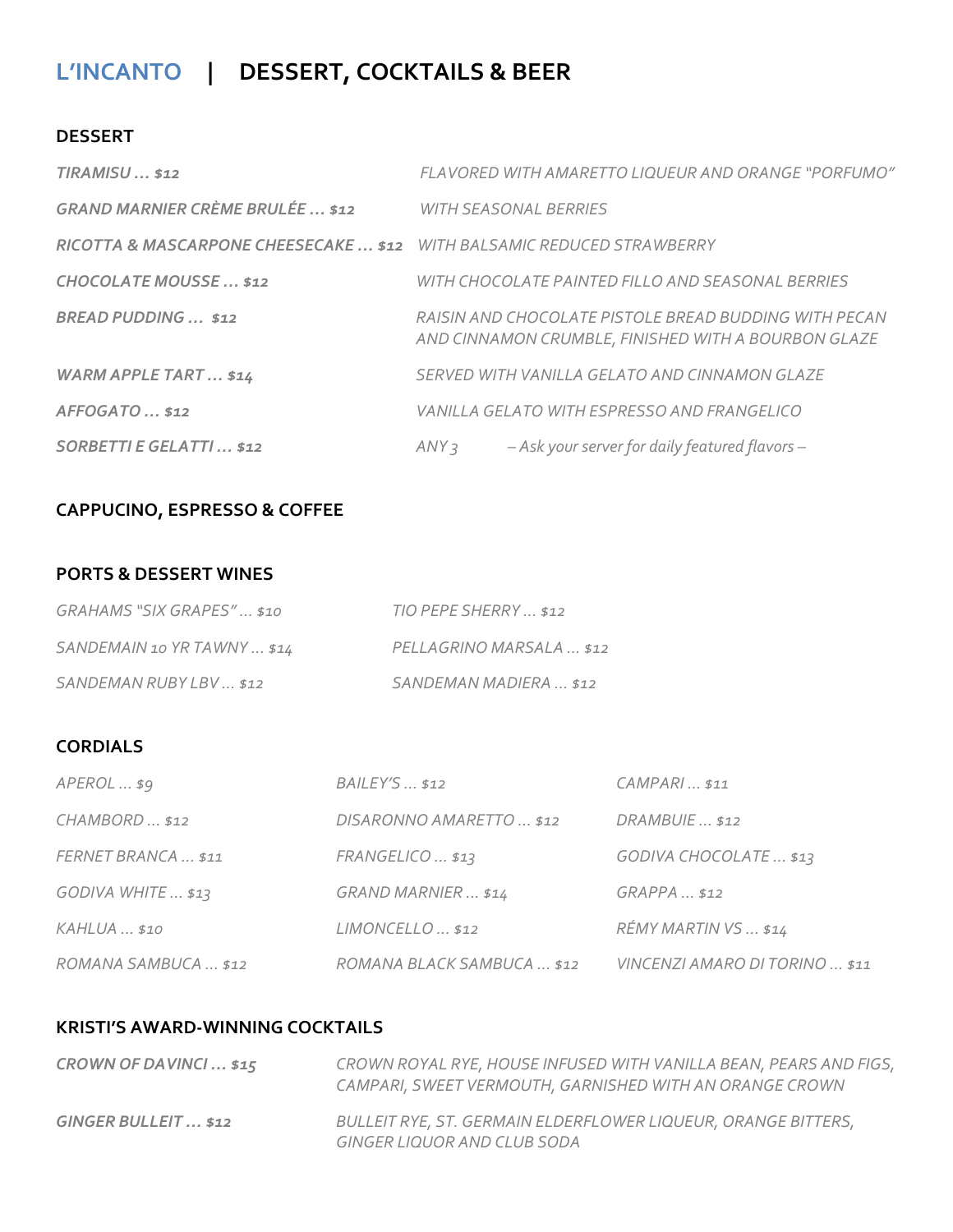# L'INCANTO | DESSERT, COCKTAILS & BEER

## DESSERT

| | |
|---|---|
| ***TIRAMISU … $12*** | *FLAVORED WITH AMARETTO LIQUEUR AND ORANGE "PORFUMO"* |
| ***GRAND MARNIER CRÈME BRULÉE … $12*** | *WITH SEASONAL BERRIES* |
| ***RICOTTA & MASCARPONE CHEESECAKE … $12*** | *WITH BALSAMIC REDUCED STRAWBERRY* |
| ***CHOCOLATE MOUSSE … $12*** | *WITH CHOCOLATE PAINTED FILLO AND SEASONAL BERRIES* |
| ***BREAD PUDDING … $12*** | *RAISIN AND CHOCOLATE PISTOLE BREAD BUDDING WITH PECAN AND CINNAMON CRUMBLE, FINISHED WITH A BOURBON GLAZE* |
| ***WARM APPLE TART … $14*** | *SERVED WITH VANILLA GELATO AND CINNAMON GLAZE* |
| ***AFFOGATO … $12*** | *VANILLA GELATO WITH ESPRESSO AND FRANGELICO* |
| ***SORBETTI E GELATTI … $12*** | *ANY 3 – Ask your server for daily featured flavors –* |

## CAPPUCINO, ESPRESSO & COFFEE

## PORTS & DESSERT WINES

| | |
|---|---|
| *GRAHAMS "SIX GRAPES" … $10* | *TIO PEPE SHERRY … $12* |
| *SANDEMAIN 10 YR TAWNY … $14* | *PELLAGRINO MARSALA … $12* |
| *SANDEMAN RUBY LBV … $12* | *SANDEMAN MADIERA … $12* |

## CORDIALS

| | | |
|---|---|---|
| *APEROL … $9* | *BAILEY'S … $12* | *CAMPARI … $11* |
| *CHAMBORD … $12* | *DISARONNO AMARETTO … $12* | *DRAMBUIE … $12* |
| *FERNET BRANCA … $11* | *FRANGELICO … $13* | *GODIVA CHOCOLATE … $13* |
| *GODIVA WHITE … $13* | *GRAND MARNIER … $14* | *GRAPPA … $12* |
| *KAHLUA … $10* | *LIMONCELLO … $12* | *RÉMY MARTIN VS … $14* |
| *ROMANA SAMBUCA … $12* | *ROMANA BLACK SAMBUCA … $12* | *VINCENZI AMARO DI TORINO … $11* |

## KRISTI'S AWARD-WINNING COCKTAILS

| | |
|---|---|
| ***CROWN OF DAVINCI … $15*** | *CROWN ROYAL RYE, HOUSE INFUSED WITH VANILLA BEAN, PEARS AND FIGS, CAMPARI, SWEET VERMOUTH, GARNISHED WITH AN ORANGE CROWN* |
| ***GINGER BULLEIT … $12*** | *BULLEIT RYE, ST. GERMAIN ELDERFLOWER LIQUEUR, ORANGE BITTERS, GINGER LIQUOR AND CLUB SODA* |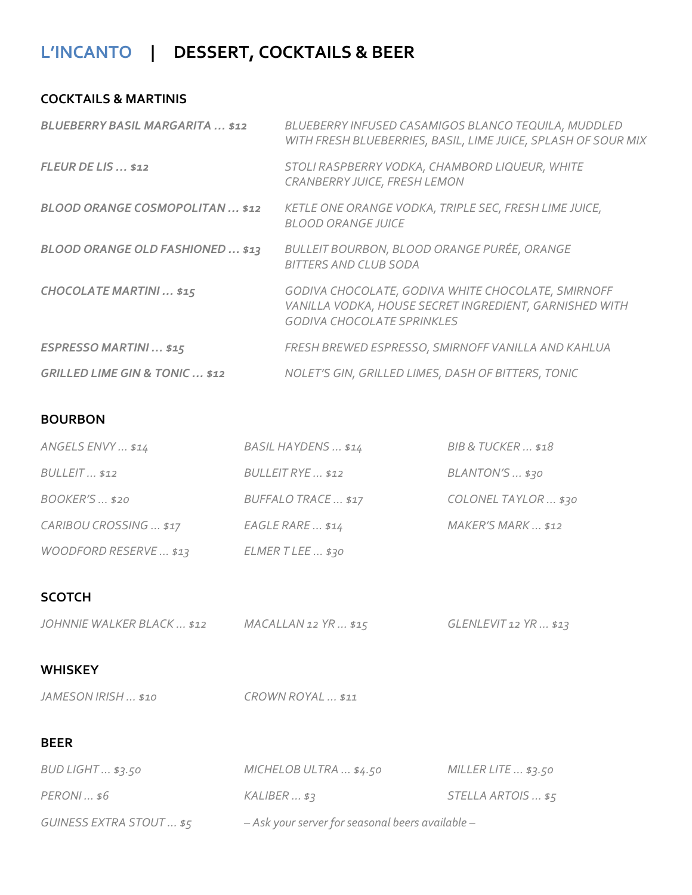# L'INCANTO | DESSERT, COCKTAILS & BEER

## COCKTAILS & MARTINIS

| | |
|---|---|
| ***BLUEBERRY BASIL MARGARITA … $12*** | *BLUEBERRY INFUSED CASAMIGOS BLANCO TEQUILA, MUDDLED WITH FRESH BLUEBERRIES, BASIL, LIME JUICE, SPLASH OF SOUR MIX* |
| ***FLEUR DE LIS … $12*** | *STOLI RASPBERRY VODKA, CHAMBORD LIQUEUR, WHITE CRANBERRY JUICE, FRESH LEMON* |
| ***BLOOD ORANGE COSMOPOLITAN … $12*** | *KETLE ONE ORANGE VODKA, TRIPLE SEC, FRESH LIME JUICE, BLOOD ORANGE JUICE* |
| ***BLOOD ORANGE OLD FASHIONED … $13*** | *BULLEIT BOURBON, BLOOD ORANGE PURÉE, ORANGE BITTERS AND CLUB SODA* |
| ***CHOCOLATE MARTINI … $15*** | *GODIVA CHOCOLATE, GODIVA WHITE CHOCOLATE, SMIRNOFF VANILLA VODKA, HOUSE SECRET INGREDIENT, GARNISHED WITH GODIVA CHOCOLATE SPRINKLES* |
| ***ESPRESSO MARTINI … $15*** | *FRESH BREWED ESPRESSO, SMIRNOFF VANILLA AND KAHLUA* |
| ***GRILLED LIME GIN & TONIC … $12*** | *NOLET'S GIN, GRILLED LIMES, DASH OF BITTERS, TONIC* |

## BOURBON

| | | |
|---|---|---|
| *ANGELS ENVY … $14* | *BASIL HAYDENS … $14* | *BIB & TUCKER … $18* |
| *BULLEIT … $12* | *BULLEIT RYE … $12* | *BLANTON'S … $30* |
| *BOOKER'S … $20* | *BUFFALO TRACE … $17* | *COLONEL TAYLOR … $30* |
| *CARIBOU CROSSING … $17* | *EAGLE RARE … $14* | *MAKER'S MARK … $12* |
| *WOODFORD RESERVE … $13* | *ELMER T LEE … $30* | |

## SCOTCH

| | | |
|---|---|---|
| *JOHNNIE WALKER BLACK … $12* | *MACALLAN 12 YR … $15* | *GLENLEVIT 12 YR … $13* |

## WHISKEY

| | |
|---|---|
| *JAMESON IRISH … $10* | *CROWN ROYAL … $11* |

## BEER

| | | |
|---|---|---|
| *BUD LIGHT … $3.50* | *MICHELOB ULTRA … $4.50* | *MILLER LITE … $3.50* |
| *PERONI … $6* | *KALIBER … $3* | *STELLA ARTOIS … $5* |
| *GUINESS EXTRA STOUT … $5* | *– Ask your server for seasonal beers available –* | |